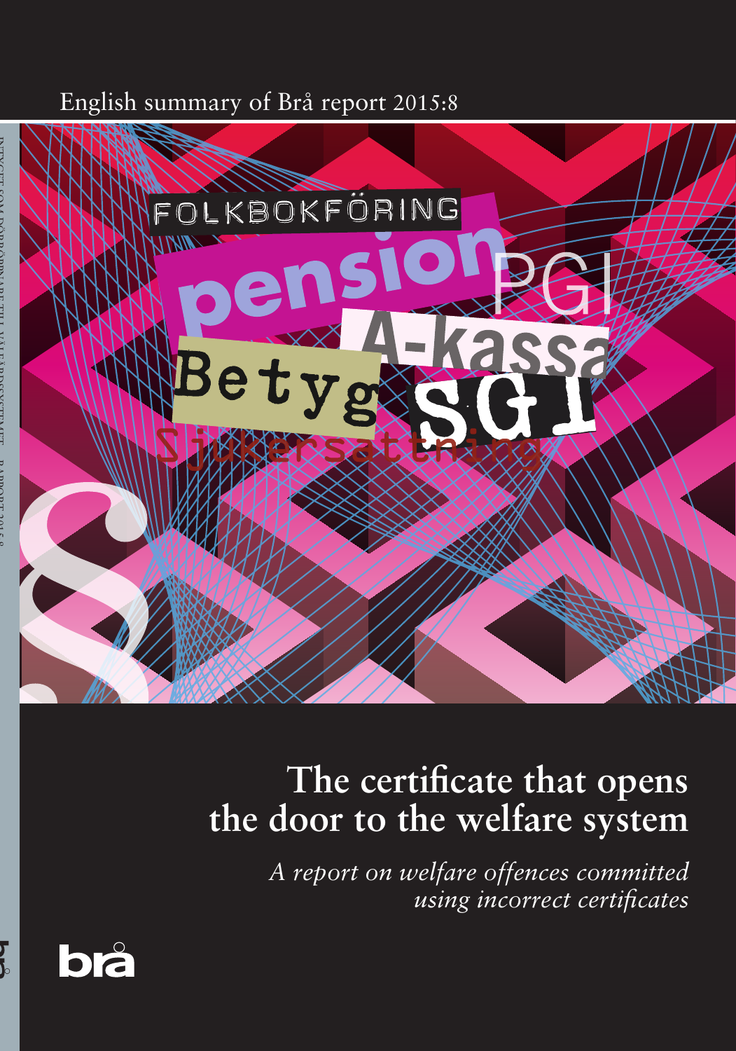English summary of Brå report 2015:8

# The certificate that opens the door to the welfare system

*A report on welfare offences committed using incorrect certificates*

brå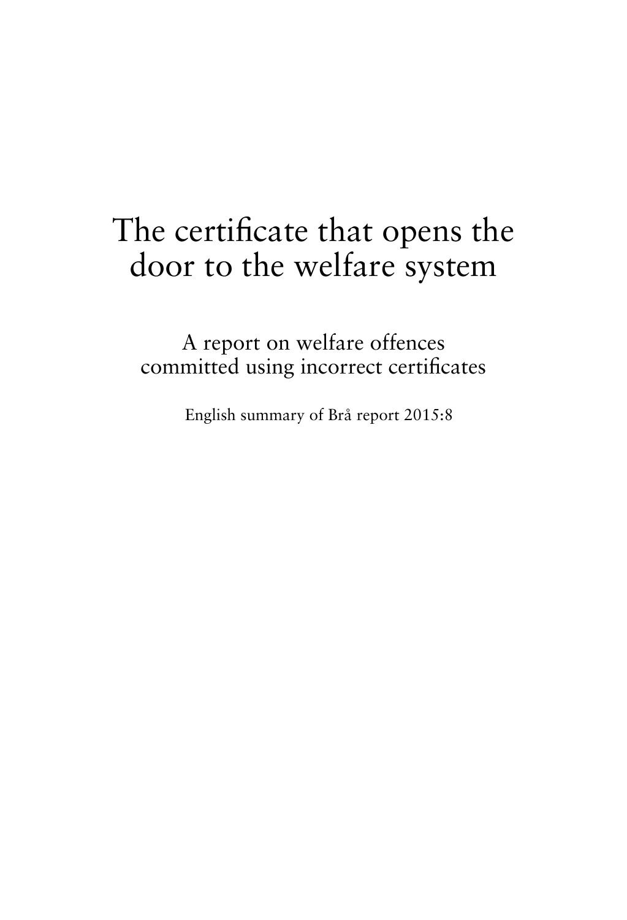# The certificate that opens the door to the welfare system

## A report on welfare offences committed using incorrect certificates

English summary of Brå report 2015:8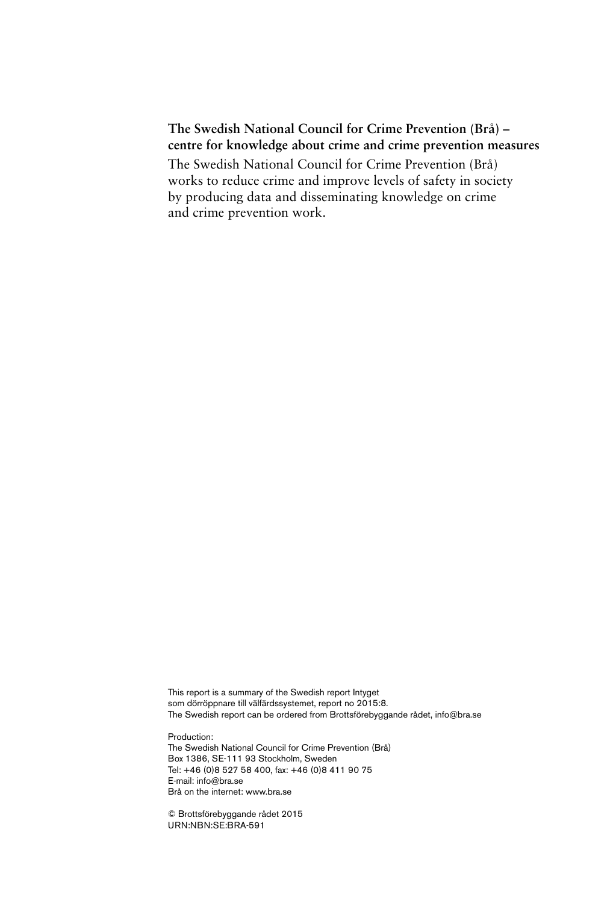**The Swedish National Council for Crime Prevention (Brå) – centre for knowledge about crime and crime prevention measures**

The Swedish National Council for Crime Prevention (Brå) works to reduce crime and improve levels of safety in society by producing data and disseminating knowledge on crime and crime prevention work.

This report is a summary of the Swedish report Intyget som dörröppnare till välfärdssystemet, report no 2015:8.
The Swedish report can be ordered from Brottsförebyggande rådet, info@bra.se

Production:
The Swedish National Council for Crime Prevention (Brå)
Box 1386, SE-111 93 Stockholm, Sweden
Tel: +46 (0)8 527 58 400, fax: +46 (0)8 411 90 75
E-mail: info@bra.se
Brå on the internet: www.bra.se

© Brottsförebyggande rådet 2015
URN:NBN:SE:BRA-591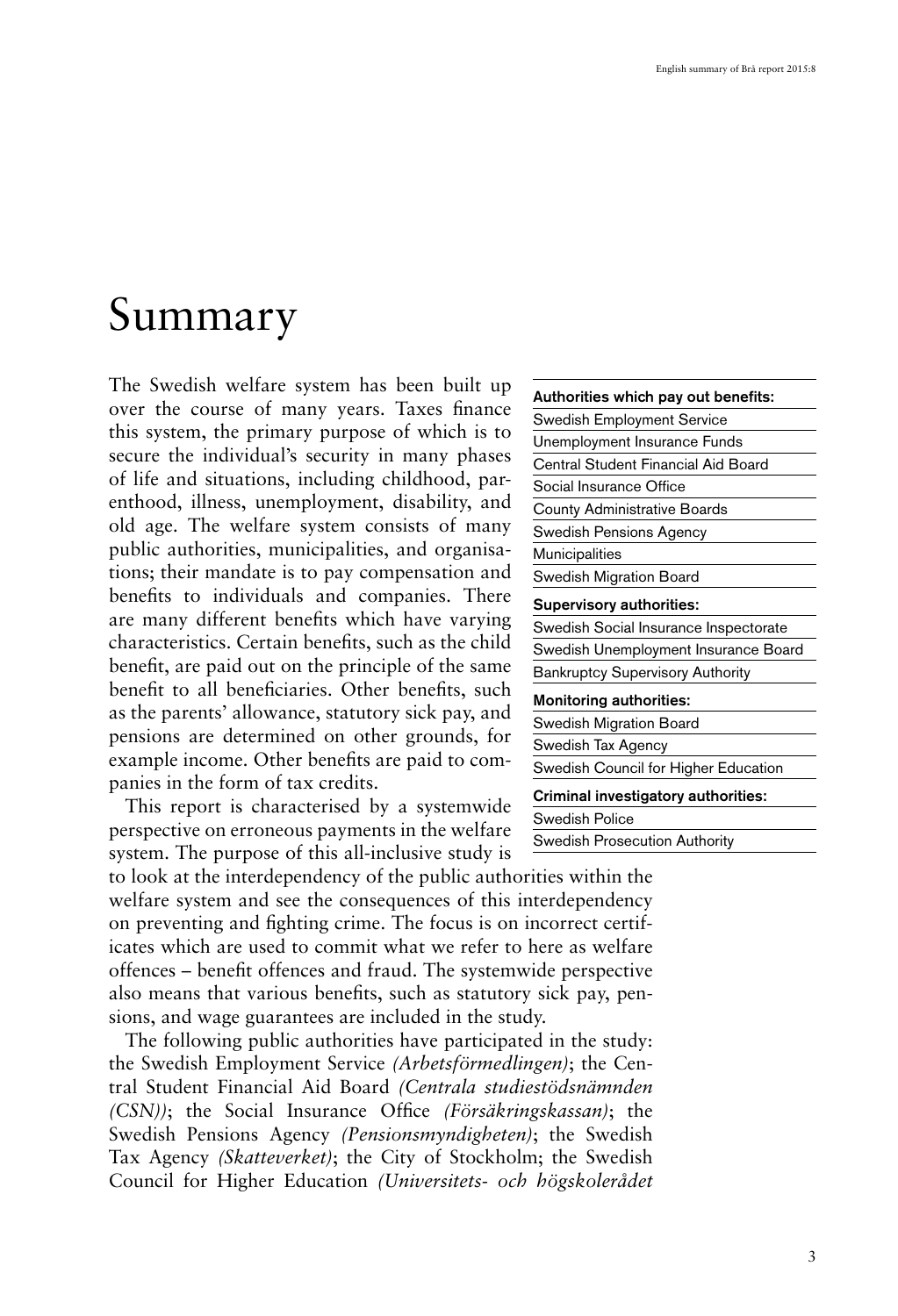# Summary

The Swedish welfare system has been built up over the course of many years. Taxes finance this system, the primary purpose of which is to secure the individual's security in many phases of life and situations, including childhood, parenthood, illness, unemployment, disability, and old age. The welfare system consists of many public authorities, municipalities, and organisations; their mandate is to pay compensation and benefits to individuals and companies. There are many different benefits which have varying characteristics. Certain benefits, such as the child benefit, are paid out on the principle of the same benefit to all beneficiaries. Other benefits, such as the parents' allowance, statutory sick pay, and pensions are determined on other grounds, for example income. Other benefits are paid to companies in the form of tax credits.

| **Authorities which pay out benefits:** |
|---|
| Swedish Employment Service |
| Unemployment Insurance Funds |
| Central Student Financial Aid Board |
| Social Insurance Office |
| County Administrative Boards |
| Swedish Pensions Agency |
| Municipalities |
| Swedish Migration Board |
| **Supervisory authorities:** |
| Swedish Social Insurance Inspectorate |
| Swedish Unemployment Insurance Board |
| Bankruptcy Supervisory Authority |
| **Monitoring authorities:** |
| Swedish Migration Board |
| Swedish Tax Agency |
| Swedish Council for Higher Education |
| **Criminal investigatory authorities:** |
| Swedish Police |
| Swedish Prosecution Authority |

This report is characterised by a systemwide perspective on erroneous payments in the welfare system. The purpose of this all-inclusive study is to look at the interdependency of the public authorities within the welfare system and see the consequences of this interdependency on preventing and fighting crime. The focus is on incorrect certificates which are used to commit what we refer to here as welfare offences – benefit offences and fraud. The systemwide perspective also means that various benefits, such as statutory sick pay, pensions, and wage guarantees are included in the study.

The following public authorities have participated in the study: the Swedish Employment Service *(Arbetsförmedlingen)*; the Central Student Financial Aid Board *(Centrala studiestödsnämnden (CSN))*; the Social Insurance Office *(Försäkringskassan)*; the Swedish Pensions Agency *(Pensionsmyndigheten)*; the Swedish Tax Agency *(Skatteverket)*; the City of Stockholm; the Swedish Council for Higher Education *(Universitets- och högskolerådet*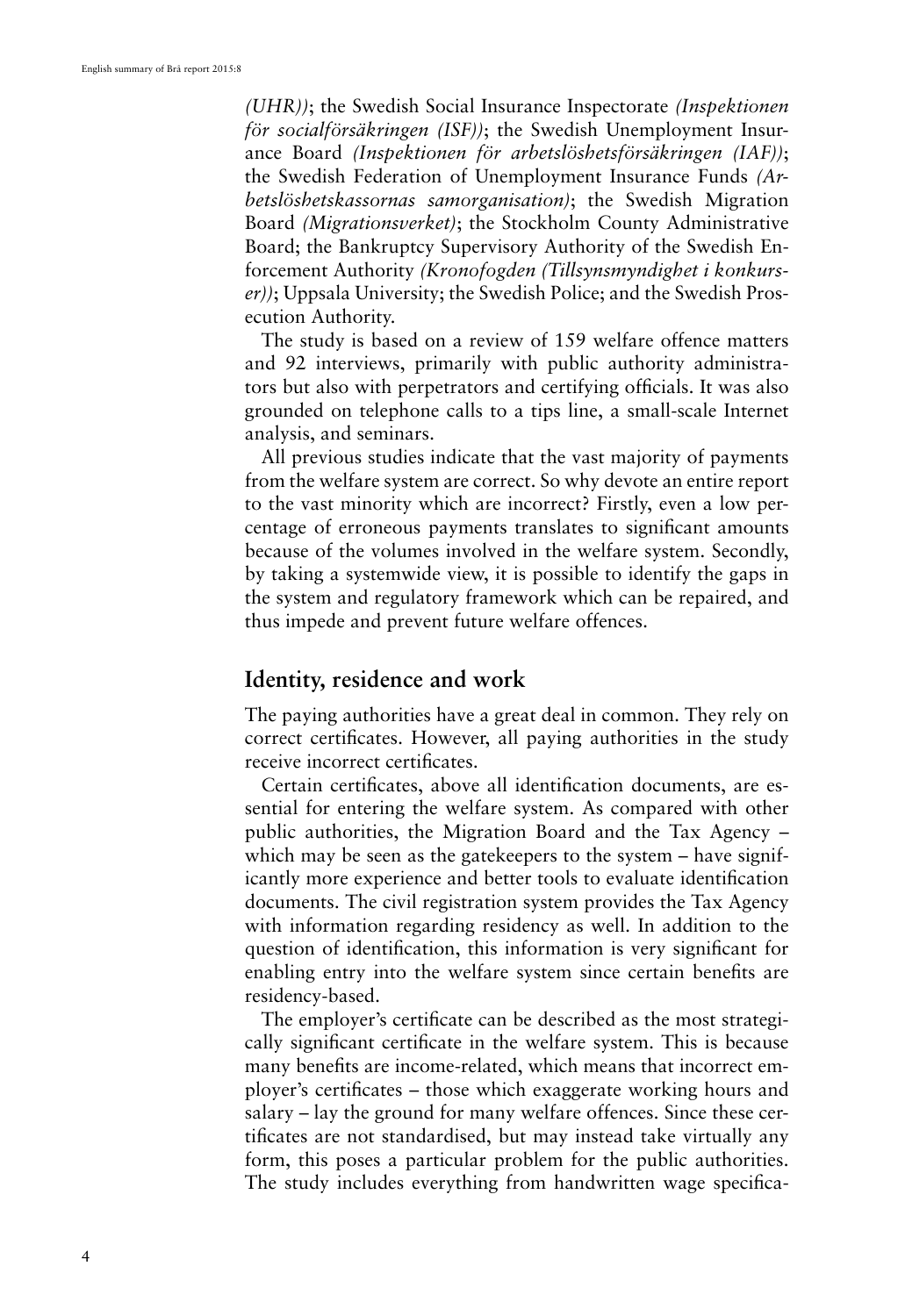*(UHR))*; the Swedish Social Insurance Inspectorate *(Inspektionen för socialförsäkringen (ISF))*; the Swedish Unemployment Insurance Board *(Inspektionen för arbetslöshetsförsäkringen (IAF))*; the Swedish Federation of Unemployment Insurance Funds *(Arbetslöshetskassornas samorganisation)*; the Swedish Migration Board *(Migrationsverket)*; the Stockholm County Administrative Board; the Bankruptcy Supervisory Authority of the Swedish Enforcement Authority *(Kronofogden (Tillsynsmyndighet i konkurser))*; Uppsala University; the Swedish Police; and the Swedish Prosecution Authority.

The study is based on a review of 159 welfare offence matters and 92 interviews, primarily with public authority administrators but also with perpetrators and certifying officials. It was also grounded on telephone calls to a tips line, a small-scale Internet analysis, and seminars.

All previous studies indicate that the vast majority of payments from the welfare system are correct. So why devote an entire report to the vast minority which are incorrect? Firstly, even a low percentage of erroneous payments translates to significant amounts because of the volumes involved in the welfare system. Secondly, by taking a systemwide view, it is possible to identify the gaps in the system and regulatory framework which can be repaired, and thus impede and prevent future welfare offences.

## Identity, residence and work

The paying authorities have a great deal in common. They rely on correct certificates. However, all paying authorities in the study receive incorrect certificates.

Certain certificates, above all identification documents, are essential for entering the welfare system. As compared with other public authorities, the Migration Board and the Tax Agency – which may be seen as the gatekeepers to the system – have significantly more experience and better tools to evaluate identification documents. The civil registration system provides the Tax Agency with information regarding residency as well. In addition to the question of identification, this information is very significant for enabling entry into the welfare system since certain benefits are residency-based.

The employer's certificate can be described as the most strategically significant certificate in the welfare system. This is because many benefits are income-related, which means that incorrect employer's certificates – those which exaggerate working hours and salary – lay the ground for many welfare offences. Since these certificates are not standardised, but may instead take virtually any form, this poses a particular problem for the public authorities. The study includes everything from handwritten wage specifica-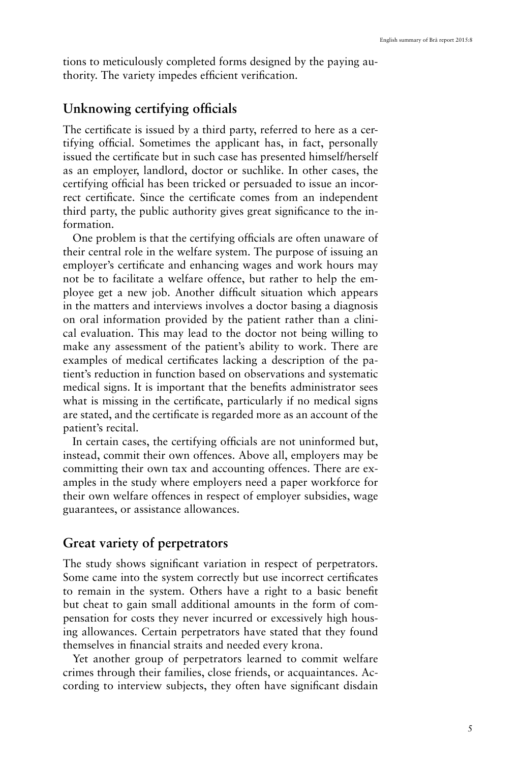tions to meticulously completed forms designed by the paying authority. The variety impedes efficient verification.

## Unknowing certifying officials

The certificate is issued by a third party, referred to here as a certifying official. Sometimes the applicant has, in fact, personally issued the certificate but in such case has presented himself/herself as an employer, landlord, doctor or suchlike. In other cases, the certifying official has been tricked or persuaded to issue an incorrect certificate. Since the certificate comes from an independent third party, the public authority gives great significance to the information.

One problem is that the certifying officials are often unaware of their central role in the welfare system. The purpose of issuing an employer's certificate and enhancing wages and work hours may not be to facilitate a welfare offence, but rather to help the employee get a new job. Another difficult situation which appears in the matters and interviews involves a doctor basing a diagnosis on oral information provided by the patient rather than a clinical evaluation. This may lead to the doctor not being willing to make any assessment of the patient's ability to work. There are examples of medical certificates lacking a description of the patient's reduction in function based on observations and systematic medical signs. It is important that the benefits administrator sees what is missing in the certificate, particularly if no medical signs are stated, and the certificate is regarded more as an account of the patient's recital.

In certain cases, the certifying officials are not uninformed but, instead, commit their own offences. Above all, employers may be committing their own tax and accounting offences. There are examples in the study where employers need a paper workforce for their own welfare offences in respect of employer subsidies, wage guarantees, or assistance allowances.

## Great variety of perpetrators

The study shows significant variation in respect of perpetrators. Some came into the system correctly but use incorrect certificates to remain in the system. Others have a right to a basic benefit but cheat to gain small additional amounts in the form of compensation for costs they never incurred or excessively high housing allowances. Certain perpetrators have stated that they found themselves in financial straits and needed every krona.

Yet another group of perpetrators learned to commit welfare crimes through their families, close friends, or acquaintances. According to interview subjects, they often have significant disdain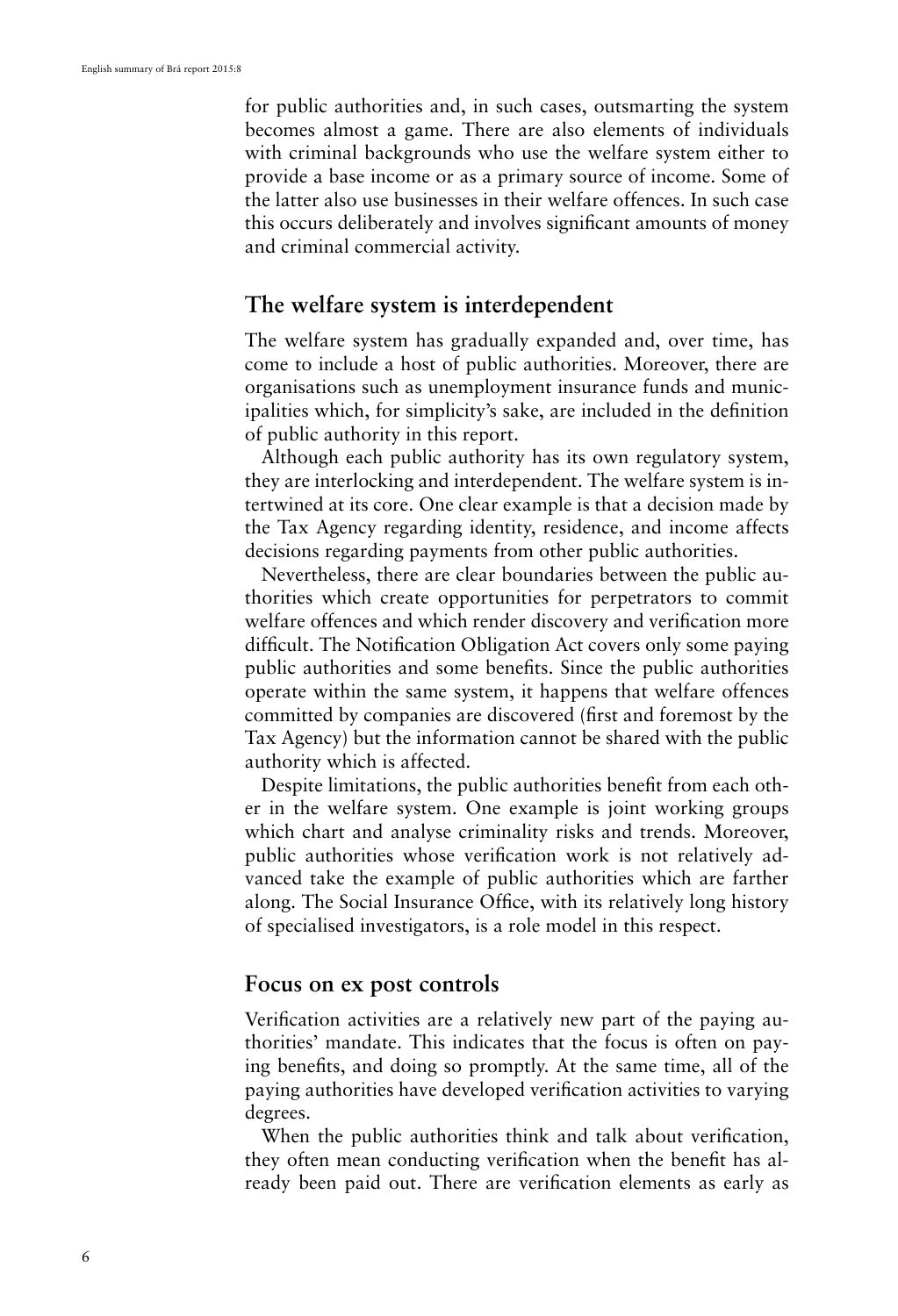for public authorities and, in such cases, outsmarting the system becomes almost a game. There are also elements of individuals with criminal backgrounds who use the welfare system either to provide a base income or as a primary source of income. Some of the latter also use businesses in their welfare offences. In such case this occurs deliberately and involves significant amounts of money and criminal commercial activity.

## The welfare system is interdependent

The welfare system has gradually expanded and, over time, has come to include a host of public authorities. Moreover, there are organisations such as unemployment insurance funds and municipalities which, for simplicity's sake, are included in the definition of public authority in this report.

Although each public authority has its own regulatory system, they are interlocking and interdependent. The welfare system is intertwined at its core. One clear example is that a decision made by the Tax Agency regarding identity, residence, and income affects decisions regarding payments from other public authorities.

Nevertheless, there are clear boundaries between the public authorities which create opportunities for perpetrators to commit welfare offences and which render discovery and verification more difficult. The Notification Obligation Act covers only some paying public authorities and some benefits. Since the public authorities operate within the same system, it happens that welfare offences committed by companies are discovered (first and foremost by the Tax Agency) but the information cannot be shared with the public authority which is affected.

Despite limitations, the public authorities benefit from each other in the welfare system. One example is joint working groups which chart and analyse criminality risks and trends. Moreover, public authorities whose verification work is not relatively advanced take the example of public authorities which are farther along. The Social Insurance Office, with its relatively long history of specialised investigators, is a role model in this respect.

## Focus on ex post controls

Verification activities are a relatively new part of the paying authorities' mandate. This indicates that the focus is often on paying benefits, and doing so promptly. At the same time, all of the paying authorities have developed verification activities to varying degrees.

When the public authorities think and talk about verification, they often mean conducting verification when the benefit has already been paid out. There are verification elements as early as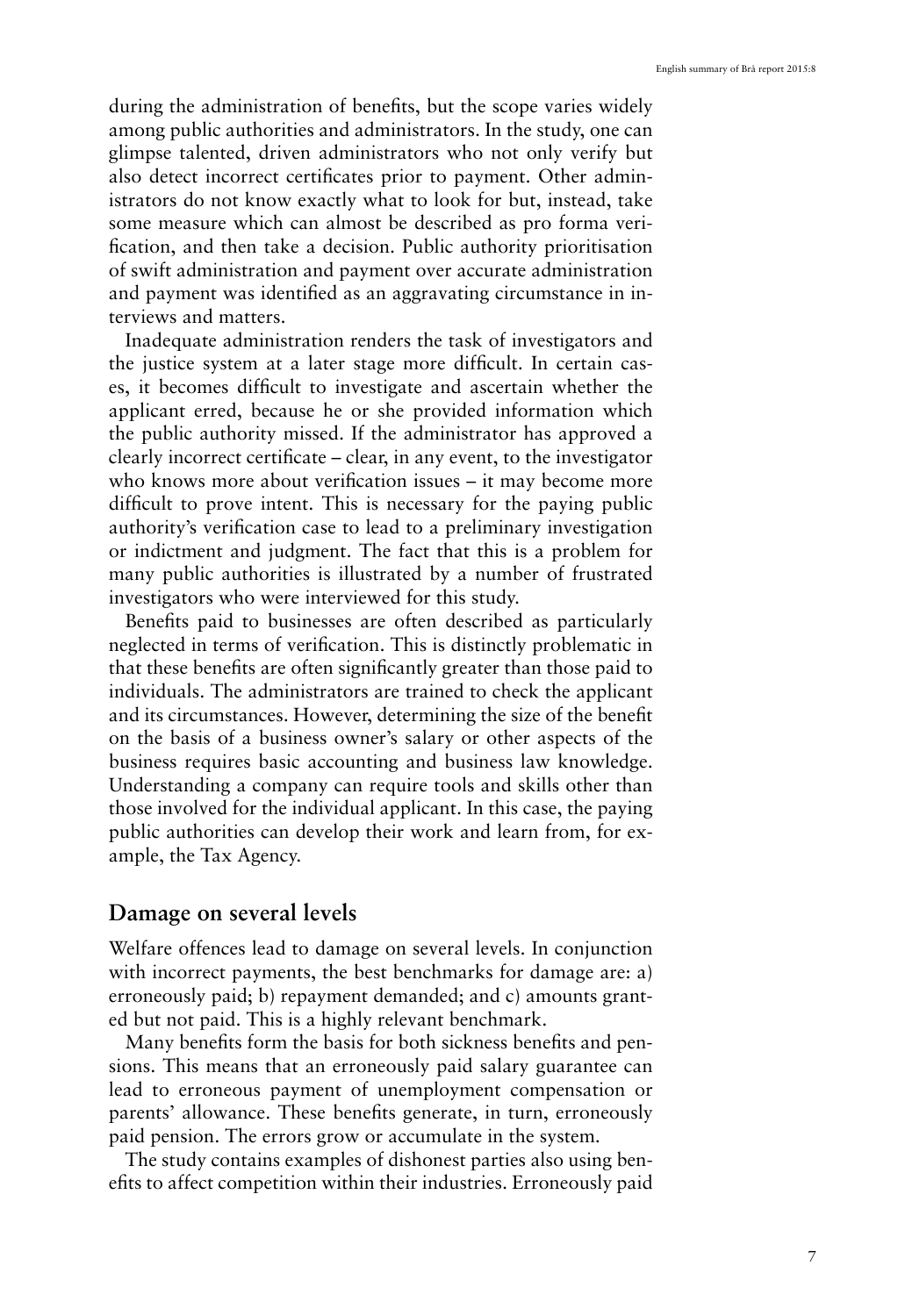during the administration of benefits, but the scope varies widely among public authorities and administrators. In the study, one can glimpse talented, driven administrators who not only verify but also detect incorrect certificates prior to payment. Other administrators do not know exactly what to look for but, instead, take some measure which can almost be described as pro forma verification, and then take a decision. Public authority prioritisation of swift administration and payment over accurate administration and payment was identified as an aggravating circumstance in interviews and matters.

Inadequate administration renders the task of investigators and the justice system at a later stage more difficult. In certain cases, it becomes difficult to investigate and ascertain whether the applicant erred, because he or she provided information which the public authority missed. If the administrator has approved a clearly incorrect certificate – clear, in any event, to the investigator who knows more about verification issues – it may become more difficult to prove intent. This is necessary for the paying public authority's verification case to lead to a preliminary investigation or indictment and judgment. The fact that this is a problem for many public authorities is illustrated by a number of frustrated investigators who were interviewed for this study.

Benefits paid to businesses are often described as particularly neglected in terms of verification. This is distinctly problematic in that these benefits are often significantly greater than those paid to individuals. The administrators are trained to check the applicant and its circumstances. However, determining the size of the benefit on the basis of a business owner's salary or other aspects of the business requires basic accounting and business law knowledge. Understanding a company can require tools and skills other than those involved for the individual applicant. In this case, the paying public authorities can develop their work and learn from, for example, the Tax Agency.

## Damage on several levels

Welfare offences lead to damage on several levels. In conjunction with incorrect payments, the best benchmarks for damage are: a) erroneously paid; b) repayment demanded; and c) amounts granted but not paid. This is a highly relevant benchmark.

Many benefits form the basis for both sickness benefits and pensions. This means that an erroneously paid salary guarantee can lead to erroneous payment of unemployment compensation or parents' allowance. These benefits generate, in turn, erroneously paid pension. The errors grow or accumulate in the system.

The study contains examples of dishonest parties also using benefits to affect competition within their industries. Erroneously paid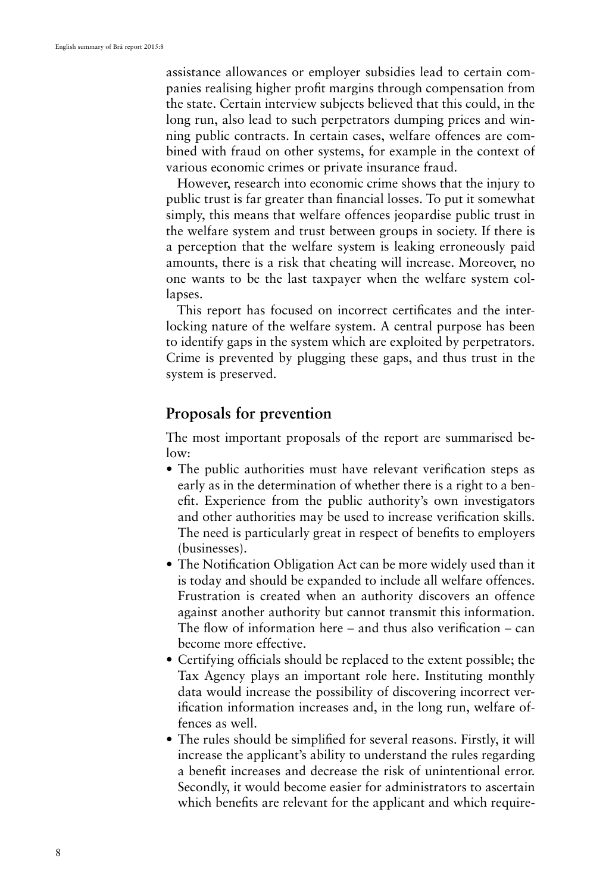assistance allowances or employer subsidies lead to certain companies realising higher profit margins through compensation from the state. Certain interview subjects believed that this could, in the long run, also lead to such perpetrators dumping prices and winning public contracts. In certain cases, welfare offences are combined with fraud on other systems, for example in the context of various economic crimes or private insurance fraud.

However, research into economic crime shows that the injury to public trust is far greater than financial losses. To put it somewhat simply, this means that welfare offences jeopardise public trust in the welfare system and trust between groups in society. If there is a perception that the welfare system is leaking erroneously paid amounts, there is a risk that cheating will increase. Moreover, no one wants to be the last taxpayer when the welfare system collapses.

This report has focused on incorrect certificates and the interlocking nature of the welfare system. A central purpose has been to identify gaps in the system which are exploited by perpetrators. Crime is prevented by plugging these gaps, and thus trust in the system is preserved.

## Proposals for prevention

The most important proposals of the report are summarised below:

- The public authorities must have relevant verification steps as early as in the determination of whether there is a right to a benefit. Experience from the public authority's own investigators and other authorities may be used to increase verification skills. The need is particularly great in respect of benefits to employers (businesses).
- The Notification Obligation Act can be more widely used than it is today and should be expanded to include all welfare offences. Frustration is created when an authority discovers an offence against another authority but cannot transmit this information. The flow of information here – and thus also verification – can become more effective.
- Certifying officials should be replaced to the extent possible; the Tax Agency plays an important role here. Instituting monthly data would increase the possibility of discovering incorrect verification information increases and, in the long run, welfare offences as well.
- The rules should be simplified for several reasons. Firstly, it will increase the applicant's ability to understand the rules regarding a benefit increases and decrease the risk of unintentional error. Secondly, it would become easier for administrators to ascertain which benefits are relevant for the applicant and which require-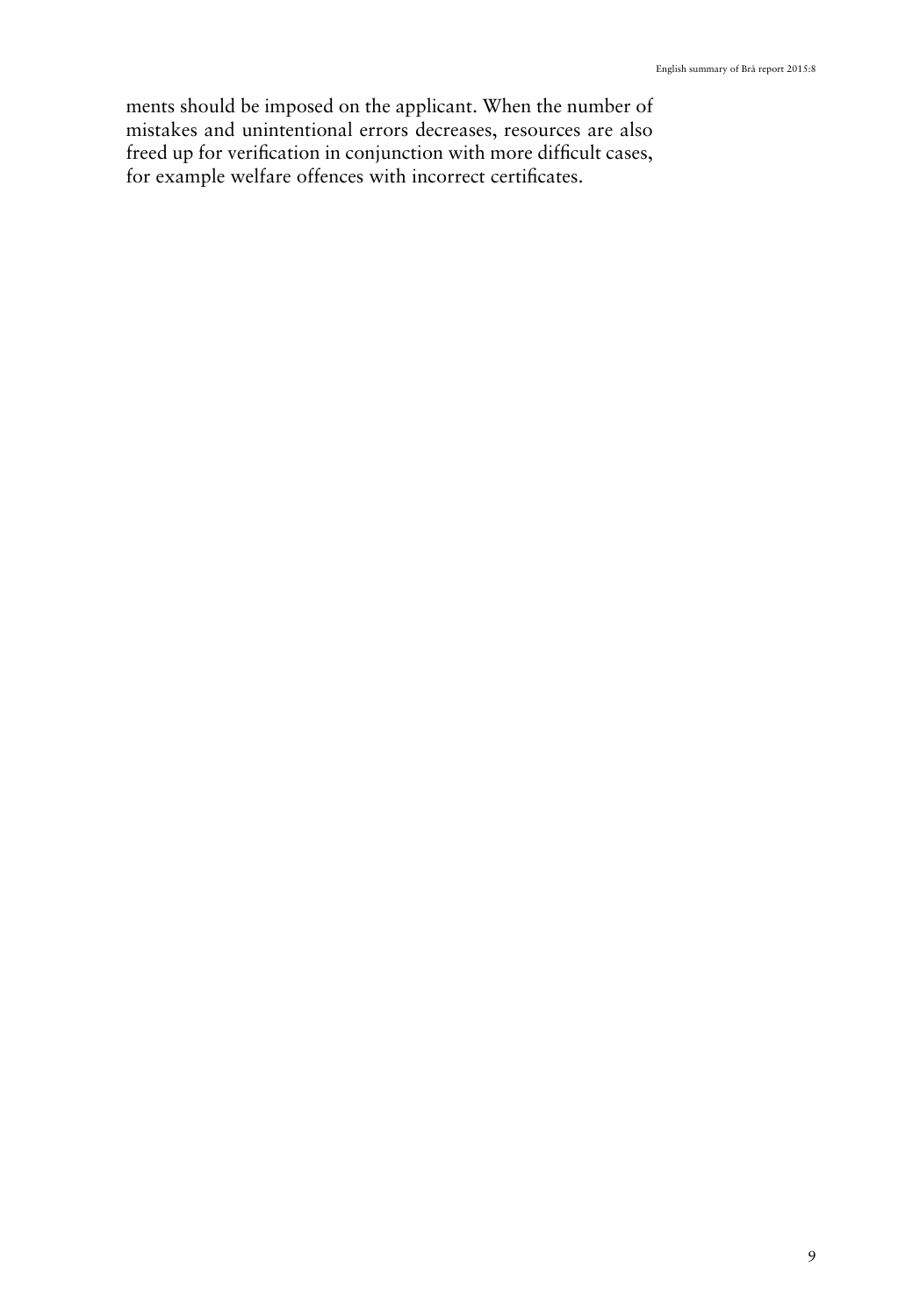ments should be imposed on the applicant. When the number of mistakes and unintentional errors decreases, resources are also freed up for verification in conjunction with more difficult cases, for example welfare offences with incorrect certificates.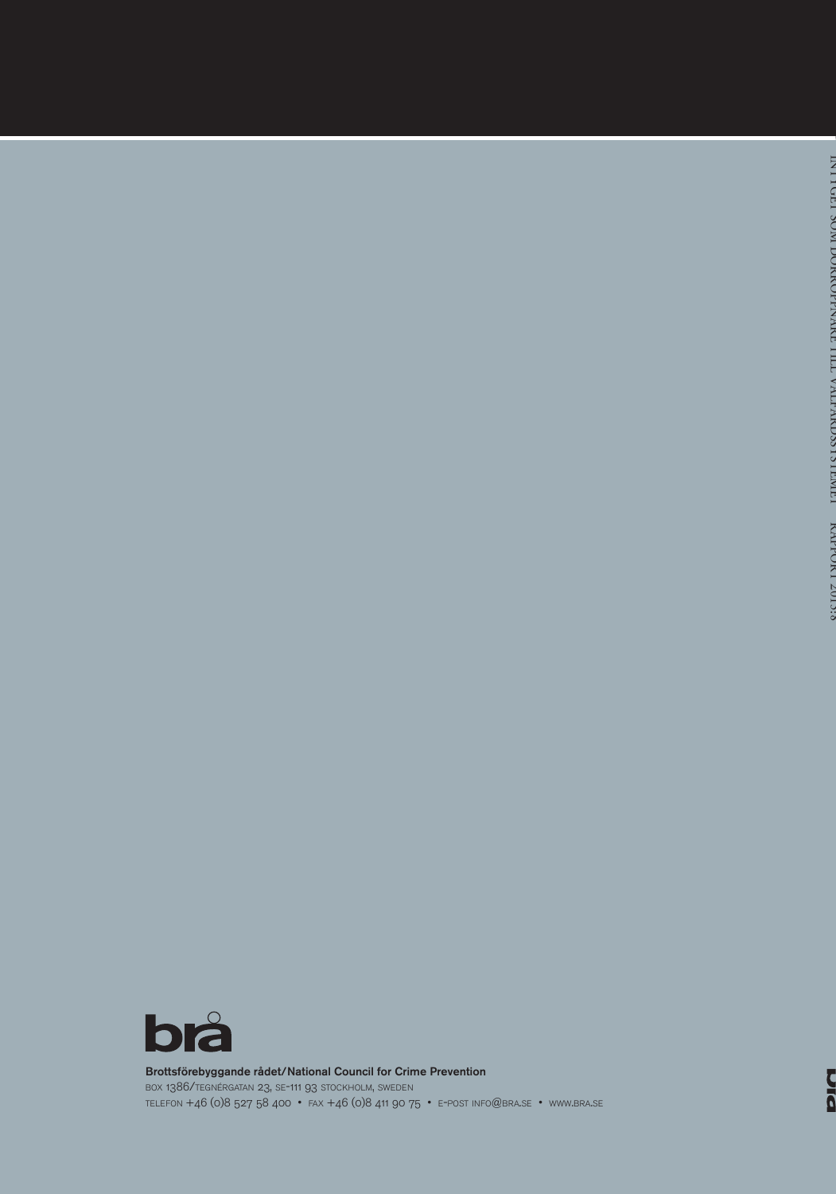INTYGET SOM DÖRRÖPPNARE TILL VÄLFÄRDSSYSTEMET RAPPORT 2013:8

brå

**Brottsförebyggande rådet/National Council for Crime Prevention**

BOX 1386/TEGNÉRGATAN 23, SE-111 93 STOCKHOLM, SWEDEN

TELEFON +46 (0)8 527 58 400 • FAX +46 (0)8 411 90 75 • E-POST INFO@BRA.SE • WWW.BRA.SE